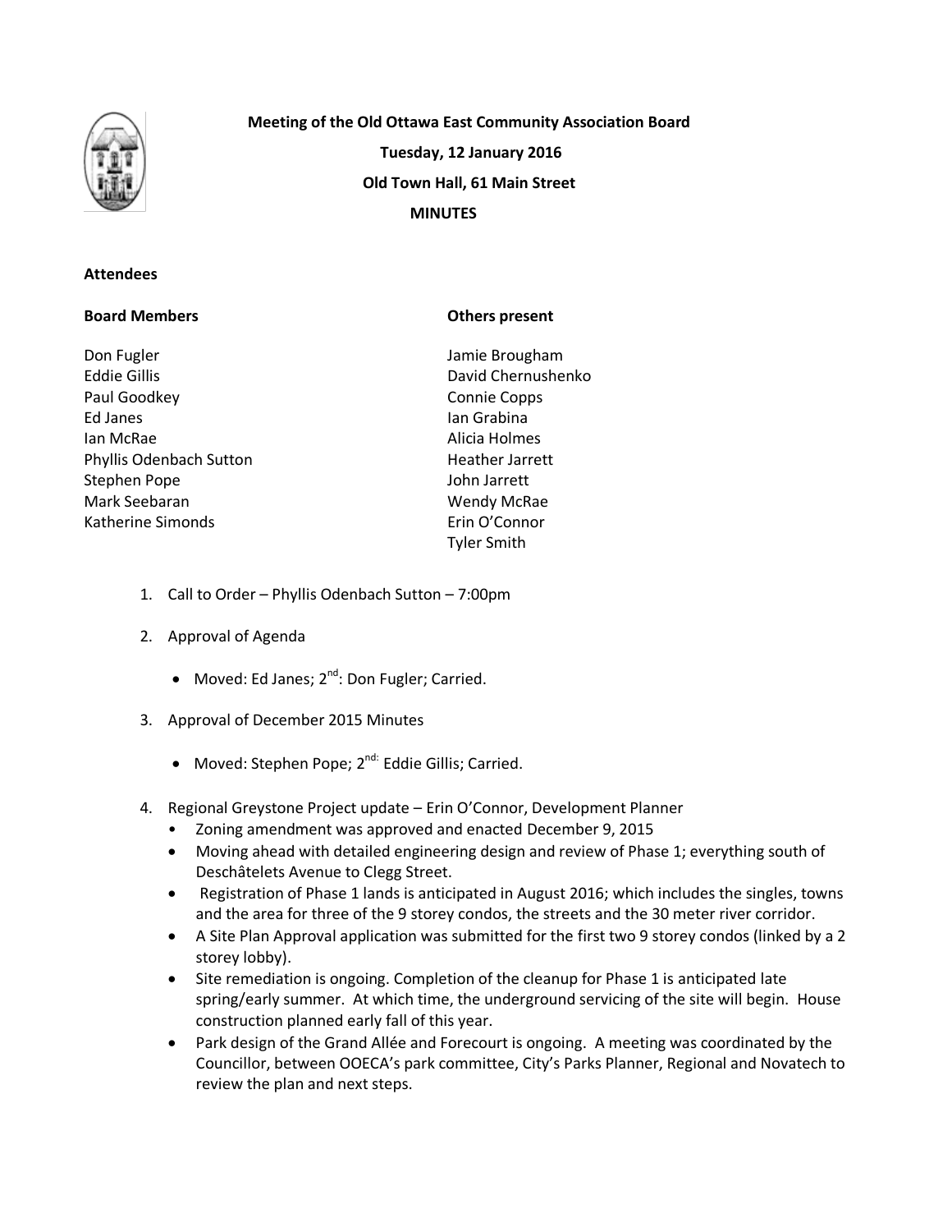**Meeting of the Old Ottawa East Community Association Board**

**Tuesday, 12 January 2016**

**Old Town Hall, 61 Main Street**

**MINUTES**

**Attendees**

| **Board Members** | **Others present** |
| --- | --- |
| Don Fugler | Jamie Brougham |
| Eddie Gillis | David Chernushenko |
| Paul Goodkey | Connie Copps |
| Ed Janes | Ian Grabina |
| Ian McRae | Alicia Holmes |
| Phyllis Odenbach Sutton | Heather Jarrett |
| Stephen Pope | John Jarrett |
| Mark Seebaran | Wendy McRae |
| Katherine Simonds | Erin O'Connor |
| | Tyler Smith |

1. Call to Order – Phyllis Odenbach Sutton – 7:00pm

2. Approval of Agenda
   - Moved: Ed Janes; 2nd: Don Fugler; Carried.

3. Approval of December 2015 Minutes
   - Moved: Stephen Pope; 2nd: Eddie Gillis; Carried.

4. Regional Greystone Project update – Erin O'Connor, Development Planner
   - Zoning amendment was approved and enacted December 9, 2015
   - Moving ahead with detailed engineering design and review of Phase 1; everything south of Deschâtelets Avenue to Clegg Street.
   - Registration of Phase 1 lands is anticipated in August 2016; which includes the singles, towns and the area for three of the 9 storey condos, the streets and the 30 meter river corridor.
   - A Site Plan Approval application was submitted for the first two 9 storey condos (linked by a 2 storey lobby).
   - Site remediation is ongoing. Completion of the cleanup for Phase 1 is anticipated late spring/early summer. At which time, the underground servicing of the site will begin. House construction planned early fall of this year.
   - Park design of the Grand Allée and Forecourt is ongoing. A meeting was coordinated by the Councillor, between OOECA's park committee, City's Parks Planner, Regional and Novatech to review the plan and next steps.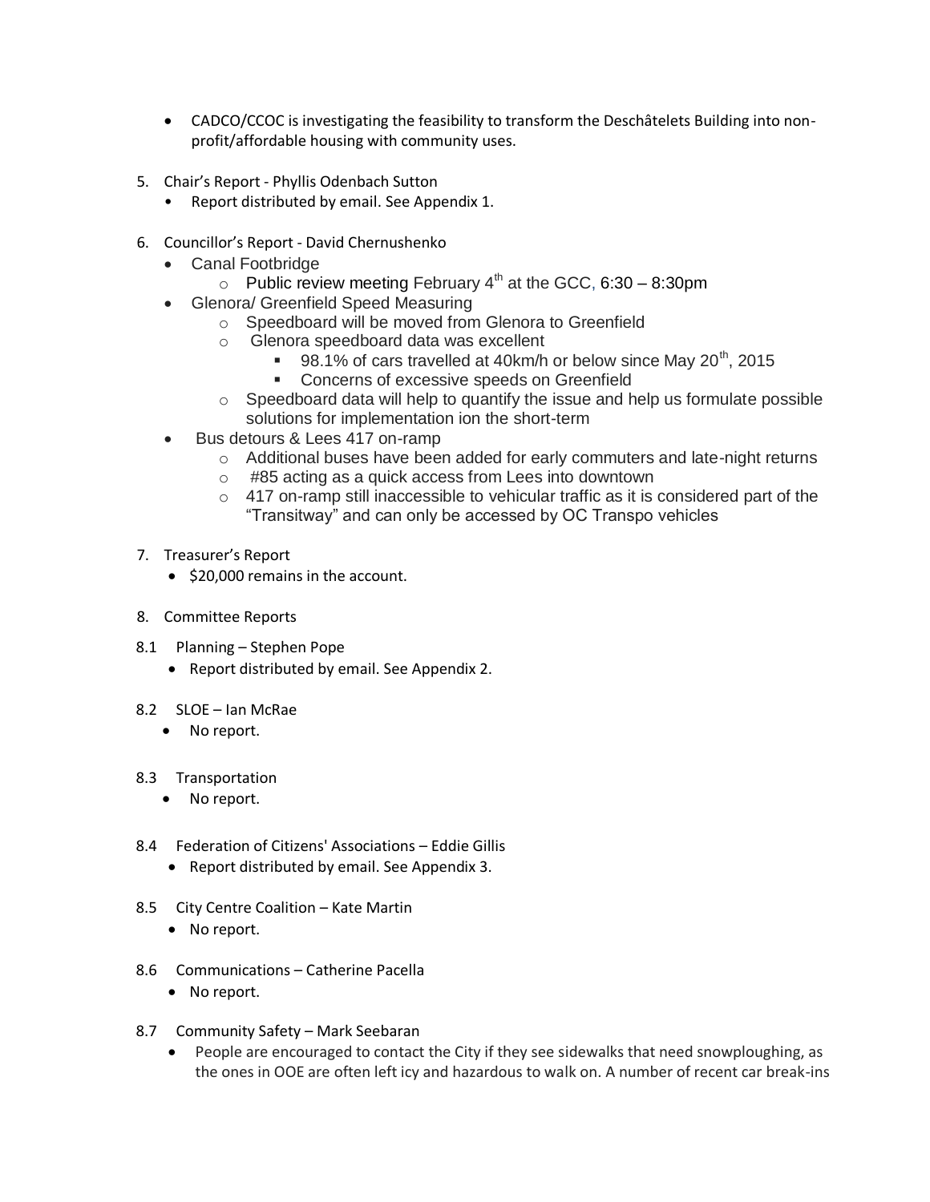- CADCO/CCOC is investigating the feasibility to transform the Deschâtelets Building into non-profit/affordable housing with community uses.

5. Chair's Report - Phyllis Odenbach Sutton
    - Report distributed by email. See Appendix 1.

6. Councillor's Report - David Chernushenko
    - Canal Footbridge
        - Public review meeting February 4th at the GCC, 6:30 – 8:30pm
    - Glenora/ Greenfield Speed Measuring
        - Speedboard will be moved from Glenora to Greenfield
        - Glenora speedboard data was excellent
            - 98.1% of cars travelled at 40km/h or below since May 20th, 2015
            - Concerns of excessive speeds on Greenfield
        - Speedboard data will help to quantify the issue and help us formulate possible solutions for implementation ion the short-term
    - Bus detours & Lees 417 on-ramp
        - Additional buses have been added for early commuters and late-night returns
        - #85 acting as a quick access from Lees into downtown
        - 417 on-ramp still inaccessible to vehicular traffic as it is considered part of the "Transitway" and can only be accessed by OC Transpo vehicles

7. Treasurer's Report
    - $20,000 remains in the account.

8. Committee Reports

8.1 Planning – Stephen Pope
- Report distributed by email. See Appendix 2.

8.2 SLOE – Ian McRae
- No report.

8.3 Transportation
- No report.

8.4 Federation of Citizens' Associations – Eddie Gillis
- Report distributed by email. See Appendix 3.

8.5 City Centre Coalition – Kate Martin
- No report.

8.6 Communications – Catherine Pacella
- No report.

8.7 Community Safety – Mark Seebaran
- People are encouraged to contact the City if they see sidewalks that need snowploughing, as the ones in OOE are often left icy and hazardous to walk on. A number of recent car break-ins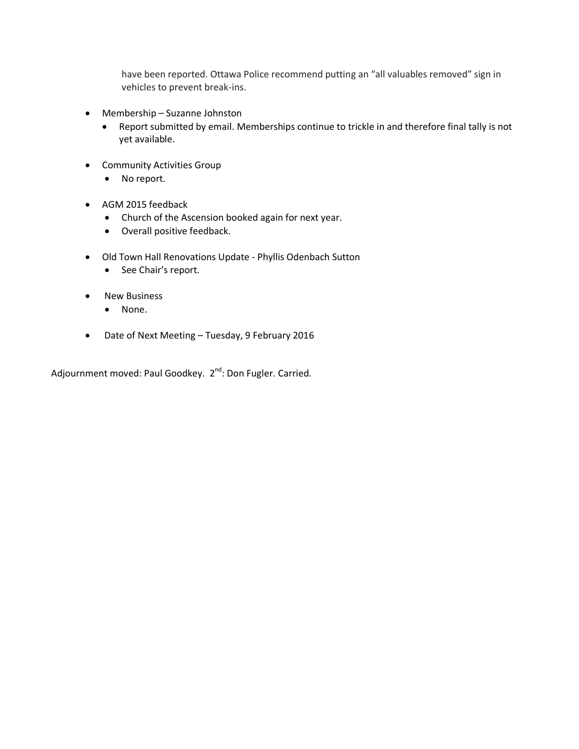have been reported. Ottawa Police recommend putting an "all valuables removed" sign in vehicles to prevent break-ins.

- Membership – Suzanne Johnston
  - Report submitted by email. Memberships continue to trickle in and therefore final tally is not yet available.

- Community Activities Group
  - No report.

- AGM 2015 feedback
  - Church of the Ascension booked again for next year.
  - Overall positive feedback.

- Old Town Hall Renovations Update - Phyllis Odenbach Sutton
  - See Chair's report.

- New Business
  - None.

- Date of Next Meeting – Tuesday, 9 February 2016

Adjournment moved: Paul Goodkey. 2nd: Don Fugler. Carried.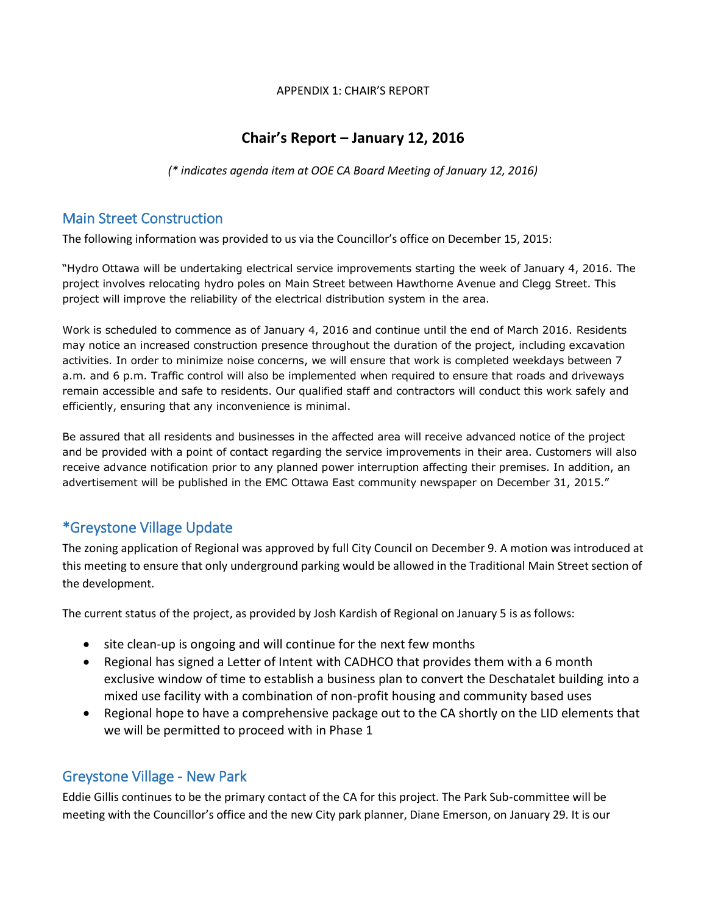APPENDIX 1: CHAIR'S REPORT

# Chair's Report – January 12, 2016

*(\* indicates agenda item at OOE CA Board Meeting of January 12, 2016)*

## Main Street Construction

The following information was provided to us via the Councillor's office on December 15, 2015:

"Hydro Ottawa will be undertaking electrical service improvements starting the week of January 4, 2016. The project involves relocating hydro poles on Main Street between Hawthorne Avenue and Clegg Street. This project will improve the reliability of the electrical distribution system in the area.

Work is scheduled to commence as of January 4, 2016 and continue until the end of March 2016. Residents may notice an increased construction presence throughout the duration of the project, including excavation activities. In order to minimize noise concerns, we will ensure that work is completed weekdays between 7 a.m. and 6 p.m. Traffic control will also be implemented when required to ensure that roads and driveways remain accessible and safe to residents. Our qualified staff and contractors will conduct this work safely and efficiently, ensuring that any inconvenience is minimal.

Be assured that all residents and businesses in the affected area will receive advanced notice of the project and be provided with a point of contact regarding the service improvements in their area. Customers will also receive advance notification prior to any planned power interruption affecting their premises. In addition, an advertisement will be published in the EMC Ottawa East community newspaper on December 31, 2015."

## *Greystone Village Update

The zoning application of Regional was approved by full City Council on December 9. A motion was introduced at this meeting to ensure that only underground parking would be allowed in the Traditional Main Street section of the development.

The current status of the project, as provided by Josh Kardish of Regional on January 5 is as follows:

- site clean-up is ongoing and will continue for the next few months
- Regional has signed a Letter of Intent with CADHCO that provides them with a 6 month exclusive window of time to establish a business plan to convert the Deschatalet building into a mixed use facility with a combination of non-profit housing and community based uses
- Regional hope to have a comprehensive package out to the CA shortly on the LID elements that we will be permitted to proceed with in Phase 1

## Greystone Village - New Park

Eddie Gillis continues to be the primary contact of the CA for this project. The Park Sub-committee will be meeting with the Councillor's office and the new City park planner, Diane Emerson, on January 29. It is our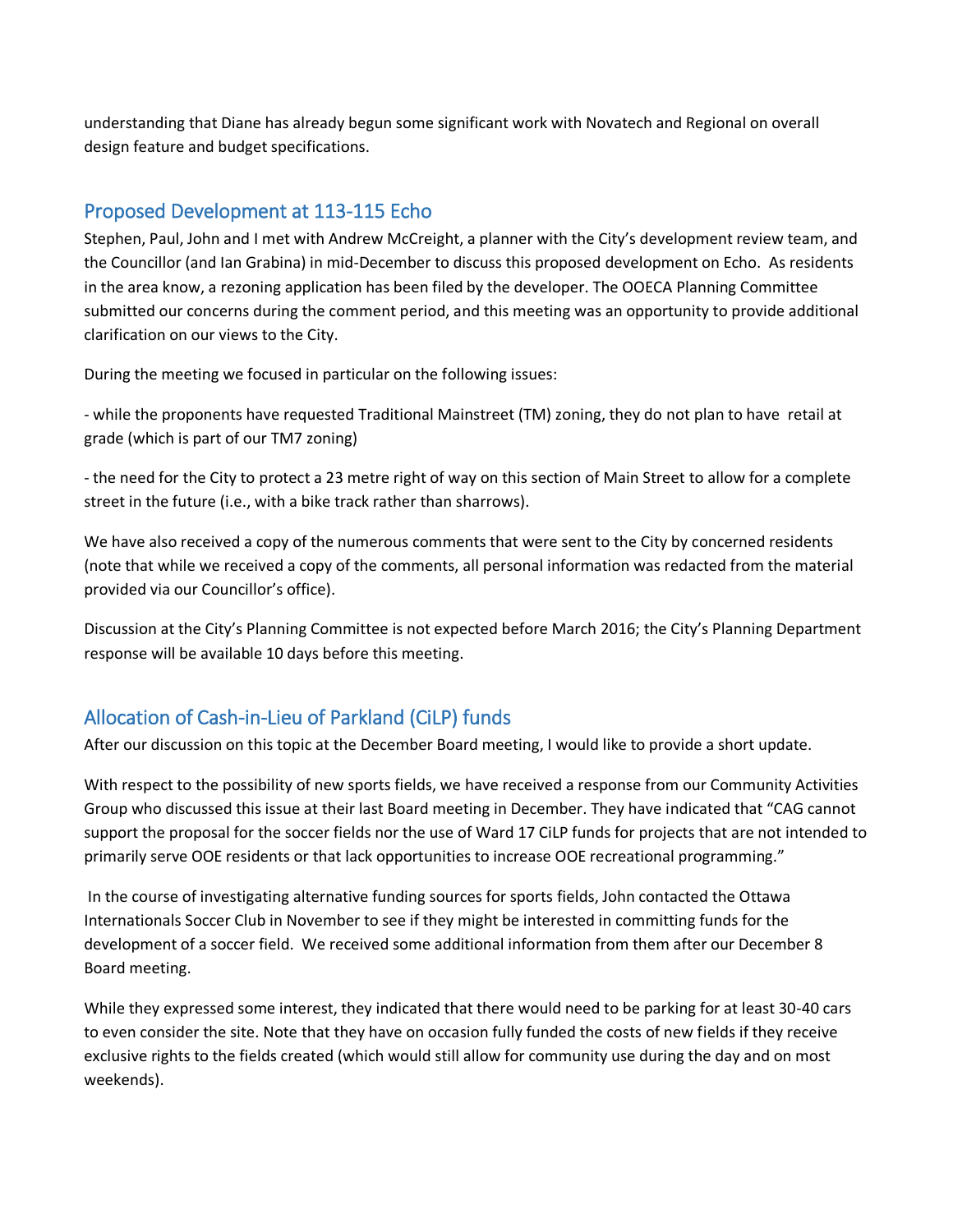understanding that Diane has already begun some significant work with Novatech and Regional on overall design feature and budget specifications.

## Proposed Development at 113-115 Echo

Stephen, Paul, John and I met with Andrew McCreight, a planner with the City's development review team, and the Councillor (and Ian Grabina) in mid-December to discuss this proposed development on Echo. As residents in the area know, a rezoning application has been filed by the developer. The OOECA Planning Committee submitted our concerns during the comment period, and this meeting was an opportunity to provide additional clarification on our views to the City.

During the meeting we focused in particular on the following issues:

- while the proponents have requested Traditional Mainstreet (TM) zoning, they do not plan to have retail at grade (which is part of our TM7 zoning)

- the need for the City to protect a 23 metre right of way on this section of Main Street to allow for a complete street in the future (i.e., with a bike track rather than sharrows).

We have also received a copy of the numerous comments that were sent to the City by concerned residents (note that while we received a copy of the comments, all personal information was redacted from the material provided via our Councillor's office).

Discussion at the City's Planning Committee is not expected before March 2016; the City's Planning Department response will be available 10 days before this meeting.

## Allocation of Cash-in-Lieu of Parkland (CiLP) funds

After our discussion on this topic at the December Board meeting, I would like to provide a short update.

With respect to the possibility of new sports fields, we have received a response from our Community Activities Group who discussed this issue at their last Board meeting in December. They have indicated that "CAG cannot support the proposal for the soccer fields nor the use of Ward 17 CiLP funds for projects that are not intended to primarily serve OOE residents or that lack opportunities to increase OOE recreational programming."

In the course of investigating alternative funding sources for sports fields, John contacted the Ottawa Internationals Soccer Club in November to see if they might be interested in committing funds for the development of a soccer field. We received some additional information from them after our December 8 Board meeting.

While they expressed some interest, they indicated that there would need to be parking for at least 30-40 cars to even consider the site. Note that they have on occasion fully funded the costs of new fields if they receive exclusive rights to the fields created (which would still allow for community use during the day and on most weekends).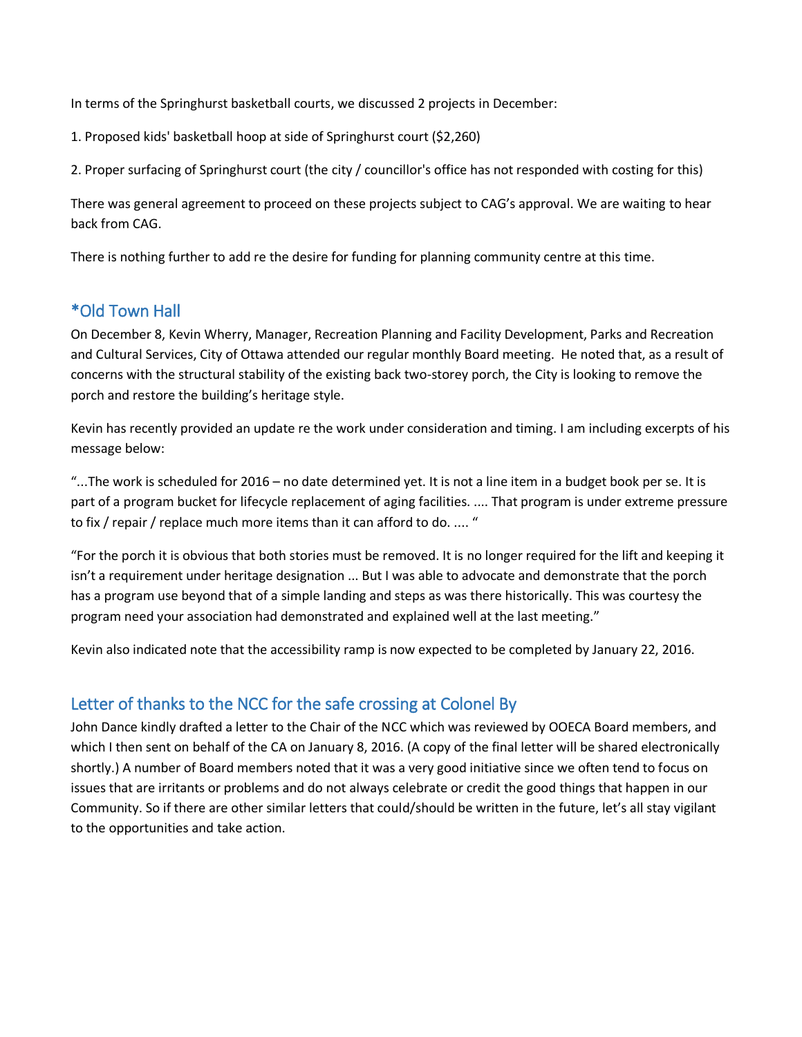In terms of the Springhurst basketball courts, we discussed 2 projects in December:

1. Proposed kids' basketball hoop at side of Springhurst court ($2,260)

2. Proper surfacing of Springhurst court (the city / councillor's office has not responded with costing for this)

There was general agreement to proceed on these projects subject to CAG's approval. We are waiting to hear back from CAG.

There is nothing further to add re the desire for funding for planning community centre at this time.

## *Old Town Hall

On December 8, Kevin Wherry, Manager, Recreation Planning and Facility Development, Parks and Recreation and Cultural Services, City of Ottawa attended our regular monthly Board meeting. He noted that, as a result of concerns with the structural stability of the existing back two-storey porch, the City is looking to remove the porch and restore the building's heritage style.

Kevin has recently provided an update re the work under consideration and timing. I am including excerpts of his message below:

"...The work is scheduled for 2016 – no date determined yet. It is not a line item in a budget book per se. It is part of a program bucket for lifecycle replacement of aging facilities. .... That program is under extreme pressure to fix / repair / replace much more items than it can afford to do. .... "

"For the porch it is obvious that both stories must be removed. It is no longer required for the lift and keeping it isn't a requirement under heritage designation ... But I was able to advocate and demonstrate that the porch has a program use beyond that of a simple landing and steps as was there historically. This was courtesy the program need your association had demonstrated and explained well at the last meeting."

Kevin also indicated note that the accessibility ramp is now expected to be completed by January 22, 2016.

## Letter of thanks to the NCC for the safe crossing at Colonel By

John Dance kindly drafted a letter to the Chair of the NCC which was reviewed by OOECA Board members, and which I then sent on behalf of the CA on January 8, 2016. (A copy of the final letter will be shared electronically shortly.) A number of Board members noted that it was a very good initiative since we often tend to focus on issues that are irritants or problems and do not always celebrate or credit the good things that happen in our Community. So if there are other similar letters that could/should be written in the future, let's all stay vigilant to the opportunities and take action.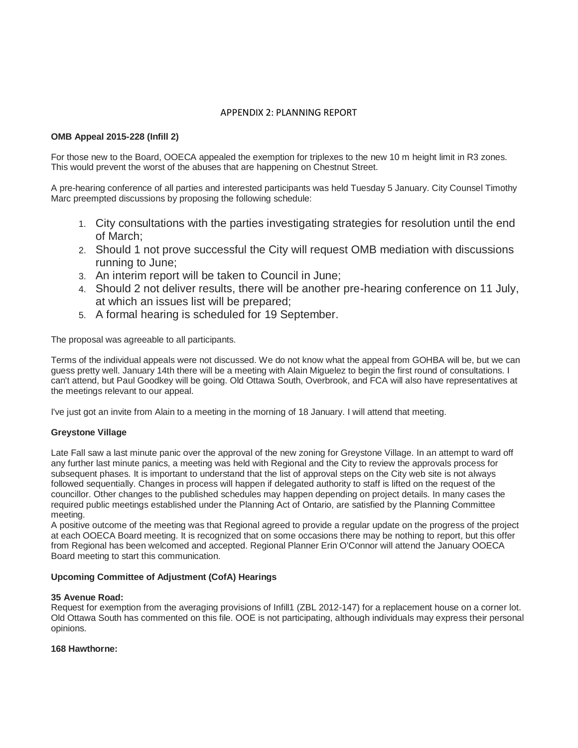# APPENDIX 2: PLANNING REPORT

**OMB Appeal 2015-228 (Infill 2)**

For those new to the Board, OOECA appealed the exemption for triplexes to the new 10 m height limit in R3 zones. This would prevent the worst of the abuses that are happening on Chestnut Street.

A pre-hearing conference of all parties and interested participants was held Tuesday 5 January. City Counsel Timothy Marc preempted discussions by proposing the following schedule:

1. City consultations with the parties investigating strategies for resolution until the end of March;
2. Should 1 not prove successful the City will request OMB mediation with discussions running to June;
3. An interim report will be taken to Council in June;
4. Should 2 not deliver results, there will be another pre-hearing conference on 11 July, at which an issues list will be prepared;
5. A formal hearing is scheduled for 19 September.

The proposal was agreeable to all participants.

Terms of the individual appeals were not discussed. We do not know what the appeal from GOHBA will be, but we can guess pretty well. January 14th there will be a meeting with Alain Miguelez to begin the first round of consultations. I can't attend, but Paul Goodkey will be going. Old Ottawa South, Overbrook, and FCA will also have representatives at the meetings relevant to our appeal.

I've just got an invite from Alain to a meeting in the morning of 18 January. I will attend that meeting.

**Greystone Village**

Late Fall saw a last minute panic over the approval of the new zoning for Greystone Village. In an attempt to ward off any further last minute panics, a meeting was held with Regional and the City to review the approvals process for subsequent phases. It is important to understand that the list of approval steps on the City web site is not always followed sequentially. Changes in process will happen if delegated authority to staff is lifted on the request of the councillor. Other changes to the published schedules may happen depending on project details. In many cases the required public meetings established under the Planning Act of Ontario, are satisfied by the Planning Committee meeting.

A positive outcome of the meeting was that Regional agreed to provide a regular update on the progress of the project at each OOECA Board meeting. It is recognized that on some occasions there may be nothing to report, but this offer from Regional has been welcomed and accepted. Regional Planner Erin O'Connor will attend the January OOECA Board meeting to start this communication.

**Upcoming Committee of Adjustment (CofA) Hearings**

**35 Avenue Road:**

Request for exemption from the averaging provisions of Infill1 (ZBL 2012-147) for a replacement house on a corner lot. Old Ottawa South has commented on this file. OOE is not participating, although individuals may express their personal opinions.

**168 Hawthorne:**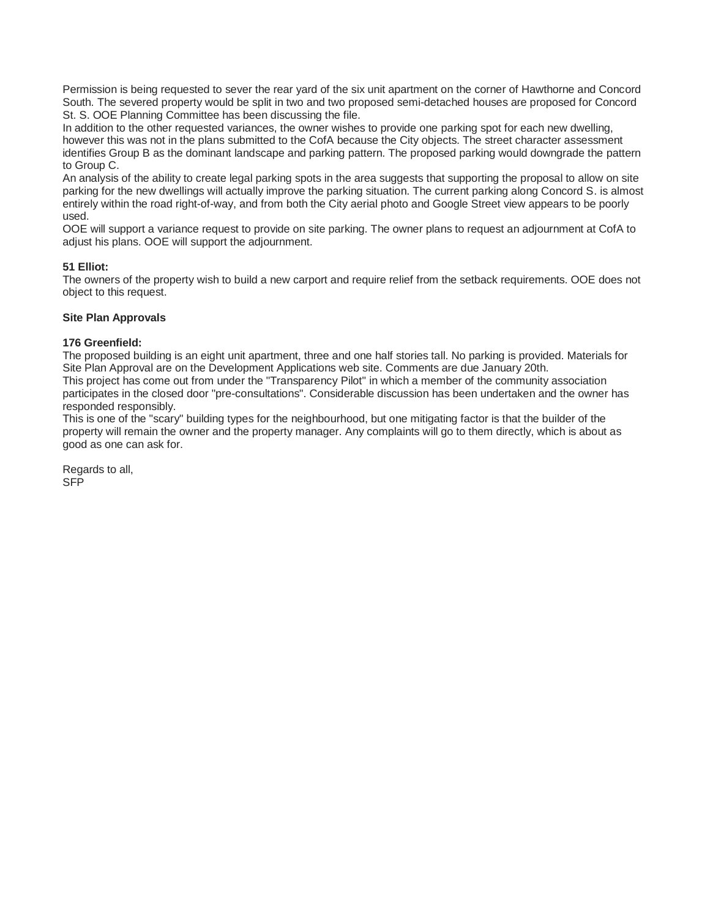Permission is being requested to sever the rear yard of the six unit apartment on the corner of Hawthorne and Concord South. The severed property would be split in two and two proposed semi-detached houses are proposed for Concord St. S. OOE Planning Committee has been discussing the file.

In addition to the other requested variances, the owner wishes to provide one parking spot for each new dwelling, however this was not in the plans submitted to the CofA because the City objects. The street character assessment identifies Group B as the dominant landscape and parking pattern. The proposed parking would downgrade the pattern to Group C.

An analysis of the ability to create legal parking spots in the area suggests that supporting the proposal to allow on site parking for the new dwellings will actually improve the parking situation. The current parking along Concord S. is almost entirely within the road right-of-way, and from both the City aerial photo and Google Street view appears to be poorly used.

OOE will support a variance request to provide on site parking. The owner plans to request an adjournment at CofA to adjust his plans. OOE will support the adjournment.

**51 Elliot:**

The owners of the property wish to build a new carport and require relief from the setback requirements. OOE does not object to this request.

**Site Plan Approvals**

**176 Greenfield:**

The proposed building is an eight unit apartment, three and one half stories tall. No parking is provided. Materials for Site Plan Approval are on the Development Applications web site. Comments are due January 20th.

This project has come out from under the "Transparency Pilot" in which a member of the community association participates in the closed door "pre-consultations". Considerable discussion has been undertaken and the owner has responded responsibly.

This is one of the "scary" building types for the neighbourhood, but one mitigating factor is that the builder of the property will remain the owner and the property manager. Any complaints will go to them directly, which is about as good as one can ask for.

Regards to all,
SFP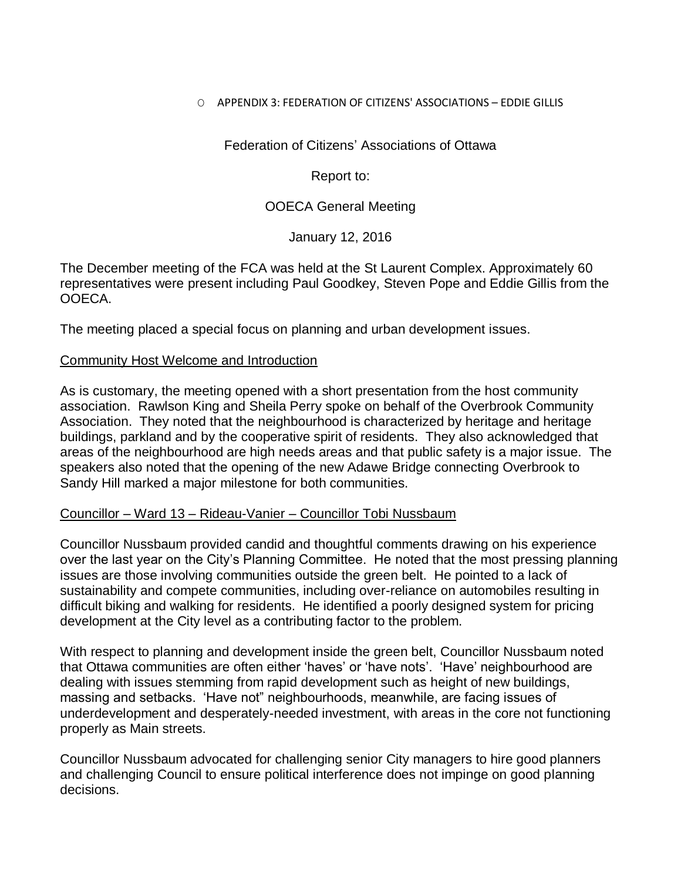o APPENDIX 3: FEDERATION OF CITIZENS' ASSOCIATIONS – EDDIE GILLIS

Federation of Citizens' Associations of Ottawa

Report to:

OOECA General Meeting

January 12, 2016

The December meeting of the FCA was held at the St Laurent Complex. Approximately 60 representatives were present including Paul Goodkey, Steven Pope and Eddie Gillis from the OOECA.

The meeting placed a special focus on planning and urban development issues.

Community Host Welcome and Introduction

As is customary, the meeting opened with a short presentation from the host community association. Rawlson King and Sheila Perry spoke on behalf of the Overbrook Community Association. They noted that the neighbourhood is characterized by heritage and heritage buildings, parkland and by the cooperative spirit of residents. They also acknowledged that areas of the neighbourhood are high needs areas and that public safety is a major issue. The speakers also noted that the opening of the new Adawe Bridge connecting Overbrook to Sandy Hill marked a major milestone for both communities.

Councillor – Ward 13 – Rideau-Vanier – Councillor Tobi Nussbaum

Councillor Nussbaum provided candid and thoughtful comments drawing on his experience over the last year on the City's Planning Committee. He noted that the most pressing planning issues are those involving communities outside the green belt. He pointed to a lack of sustainability and compete communities, including over-reliance on automobiles resulting in difficult biking and walking for residents. He identified a poorly designed system for pricing development at the City level as a contributing factor to the problem.

With respect to planning and development inside the green belt, Councillor Nussbaum noted that Ottawa communities are often either 'haves' or 'have nots'. 'Have' neighbourhood are dealing with issues stemming from rapid development such as height of new buildings, massing and setbacks. 'Have not" neighbourhoods, meanwhile, are facing issues of underdevelopment and desperately-needed investment, with areas in the core not functioning properly as Main streets.

Councillor Nussbaum advocated for challenging senior City managers to hire good planners and challenging Council to ensure political interference does not impinge on good planning decisions.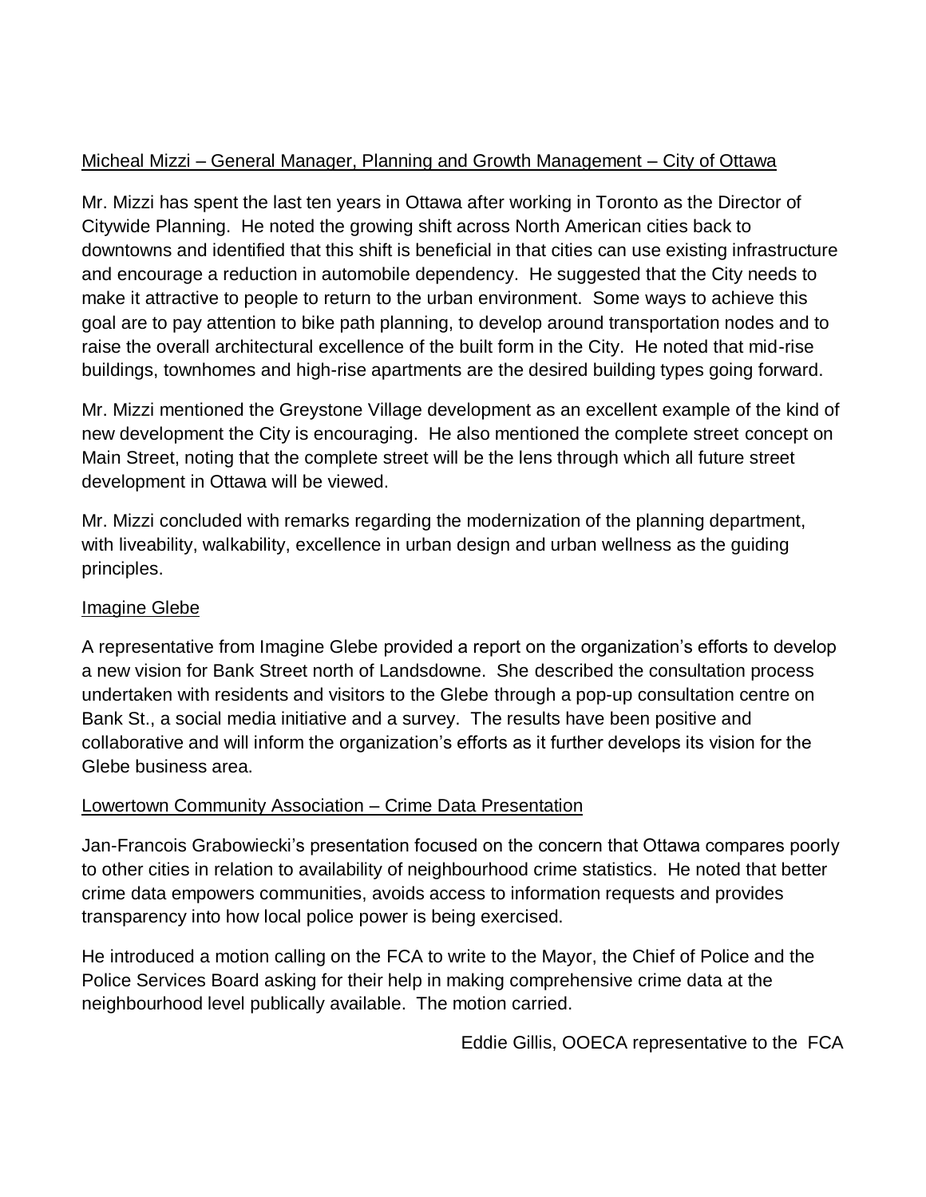<u>Micheal Mizzi – General Manager, Planning and Growth Management – City of Ottawa</u>

Mr. Mizzi has spent the last ten years in Ottawa after working in Toronto as the Director of Citywide Planning. He noted the growing shift across North American cities back to downtowns and identified that this shift is beneficial in that cities can use existing infrastructure and encourage a reduction in automobile dependency. He suggested that the City needs to make it attractive to people to return to the urban environment. Some ways to achieve this goal are to pay attention to bike path planning, to develop around transportation nodes and to raise the overall architectural excellence of the built form in the City. He noted that mid-rise buildings, townhomes and high-rise apartments are the desired building types going forward.

Mr. Mizzi mentioned the Greystone Village development as an excellent example of the kind of new development the City is encouraging. He also mentioned the complete street concept on Main Street, noting that the complete street will be the lens through which all future street development in Ottawa will be viewed.

Mr. Mizzi concluded with remarks regarding the modernization of the planning department, with liveability, walkability, excellence in urban design and urban wellness as the guiding principles.

<u>Imagine Glebe</u>

A representative from Imagine Glebe provided a report on the organization's efforts to develop a new vision for Bank Street north of Landsdowne. She described the consultation process undertaken with residents and visitors to the Glebe through a pop-up consultation centre on Bank St., a social media initiative and a survey. The results have been positive and collaborative and will inform the organization's efforts as it further develops its vision for the Glebe business area.

<u>Lowertown Community Association – Crime Data Presentation</u>

Jan-Francois Grabowiecki's presentation focused on the concern that Ottawa compares poorly to other cities in relation to availability of neighbourhood crime statistics. He noted that better crime data empowers communities, avoids access to information requests and provides transparency into how local police power is being exercised.

He introduced a motion calling on the FCA to write to the Mayor, the Chief of Police and the Police Services Board asking for their help in making comprehensive crime data at the neighbourhood level publically available. The motion carried.

Eddie Gillis, OOECA representative to the FCA